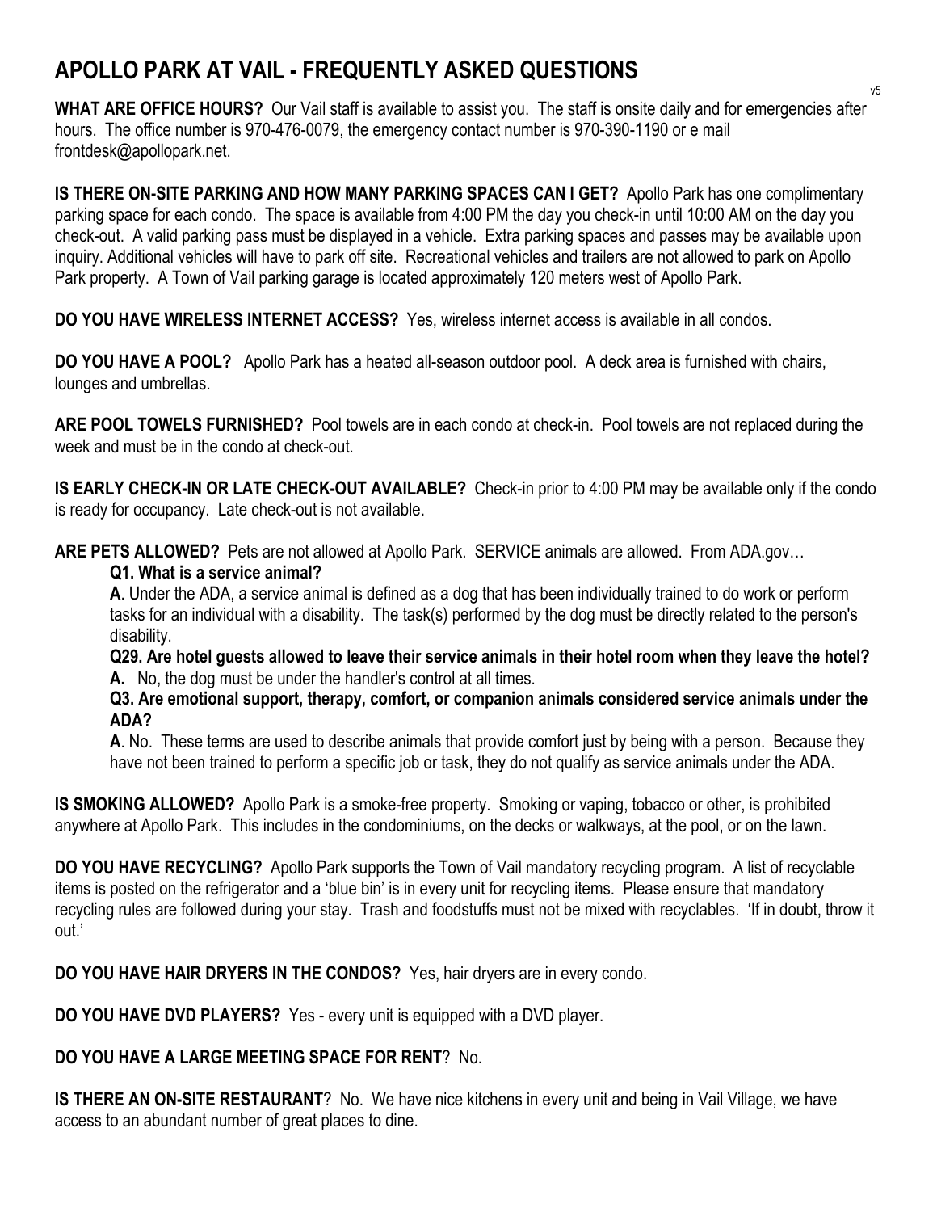# APOLLO PARK AT VAIL - FREQUENTLY ASKED QUESTIONS

v5

**WHAT ARE OFFICE HOURS?** Our Vail staff is available to assist you. The staff is onsite daily and for emergencies after hours. The office number is 970-476-0079, the emergency contact number is 970-390-1190 or e mail frontdesk@apollopark.net.

**IS THERE ON-SITE PARKING AND HOW MANY PARKING SPACES CAN I GET?** Apollo Park has one complimentary parking space for each condo. The space is available from 4:00 PM the day you check-in until 10:00 AM on the day you check-out. A valid parking pass must be displayed in a vehicle. Extra parking spaces and passes may be available upon inquiry. Additional vehicles will have to park off site. Recreational vehicles and trailers are not allowed to park on Apollo Park property. A Town of Vail parking garage is located approximately 120 meters west of Apollo Park.

**DO YOU HAVE WIRELESS INTERNET ACCESS?** Yes, wireless internet access is available in all condos.

**DO YOU HAVE A POOL?** Apollo Park has a heated all-season outdoor pool. A deck area is furnished with chairs, lounges and umbrellas.

**ARE POOL TOWELS FURNISHED?** Pool towels are in each condo at check-in. Pool towels are not replaced during the week and must be in the condo at check-out.

**IS EARLY CHECK-IN OR LATE CHECK-OUT AVAILABLE?** Check-in prior to 4:00 PM may be available only if the condo is ready for occupancy. Late check-out is not available.

**ARE PETS ALLOWED?** Pets are not allowed at Apollo Park. SERVICE animals are allowed. From ADA.gov…

> **Q1. What is a service animal?**
>
> **A**. Under the ADA, a service animal is defined as a dog that has been individually trained to do work or perform tasks for an individual with a disability. The task(s) performed by the dog must be directly related to the person's disability.
>
> **Q29. Are hotel guests allowed to leave their service animals in their hotel room when they leave the hotel?**
>
> **A.** No, the dog must be under the handler's control at all times.
>
> **Q3. Are emotional support, therapy, comfort, or companion animals considered service animals under the ADA?**
>
> **A**. No. These terms are used to describe animals that provide comfort just by being with a person. Because they have not been trained to perform a specific job or task, they do not qualify as service animals under the ADA.

**IS SMOKING ALLOWED?** Apollo Park is a smoke-free property. Smoking or vaping, tobacco or other, is prohibited anywhere at Apollo Park. This includes in the condominiums, on the decks or walkways, at the pool, or on the lawn.

**DO YOU HAVE RECYCLING?** Apollo Park supports the Town of Vail mandatory recycling program. A list of recyclable items is posted on the refrigerator and a 'blue bin' is in every unit for recycling items. Please ensure that mandatory recycling rules are followed during your stay. Trash and foodstuffs must not be mixed with recyclables. 'If in doubt, throw it out.'

**DO YOU HAVE HAIR DRYERS IN THE CONDOS?** Yes, hair dryers are in every condo.

**DO YOU HAVE DVD PLAYERS?** Yes - every unit is equipped with a DVD player.

**DO YOU HAVE A LARGE MEETING SPACE FOR RENT**? No.

**IS THERE AN ON-SITE RESTAURANT**? No. We have nice kitchens in every unit and being in Vail Village, we have access to an abundant number of great places to dine.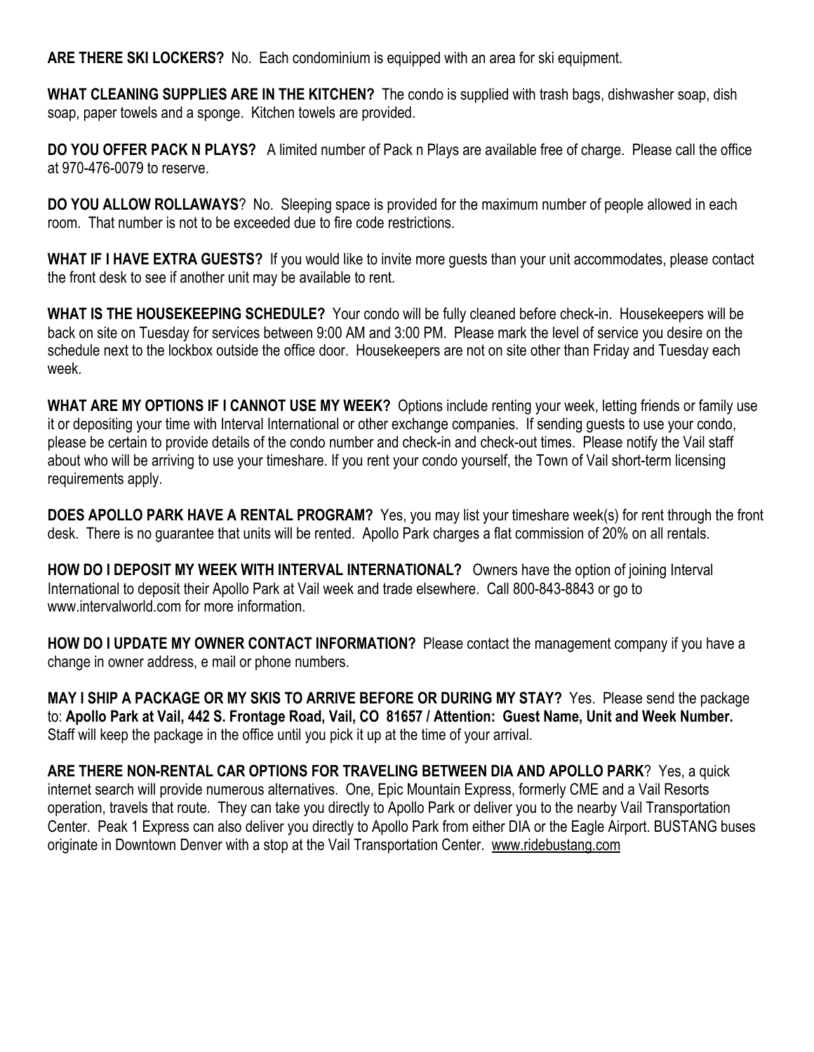**ARE THERE SKI LOCKERS?** No. Each condominium is equipped with an area for ski equipment.

**WHAT CLEANING SUPPLIES ARE IN THE KITCHEN?** The condo is supplied with trash bags, dishwasher soap, dish soap, paper towels and a sponge. Kitchen towels are provided.

**DO YOU OFFER PACK N PLAYS?** A limited number of Pack n Plays are available free of charge. Please call the office at 970-476-0079 to reserve.

**DO YOU ALLOW ROLLAWAYS**? No. Sleeping space is provided for the maximum number of people allowed in each room. That number is not to be exceeded due to fire code restrictions.

**WHAT IF I HAVE EXTRA GUESTS?** If you would like to invite more guests than your unit accommodates, please contact the front desk to see if another unit may be available to rent.

**WHAT IS THE HOUSEKEEPING SCHEDULE?** Your condo will be fully cleaned before check-in. Housekeepers will be back on site on Tuesday for services between 9:00 AM and 3:00 PM. Please mark the level of service you desire on the schedule next to the lockbox outside the office door. Housekeepers are not on site other than Friday and Tuesday each week.

**WHAT ARE MY OPTIONS IF I CANNOT USE MY WEEK?** Options include renting your week, letting friends or family use it or depositing your time with Interval International or other exchange companies. If sending guests to use your condo, please be certain to provide details of the condo number and check-in and check-out times. Please notify the Vail staff about who will be arriving to use your timeshare. If you rent your condo yourself, the Town of Vail short-term licensing requirements apply.

**DOES APOLLO PARK HAVE A RENTAL PROGRAM?** Yes, you may list your timeshare week(s) for rent through the front desk. There is no guarantee that units will be rented. Apollo Park charges a flat commission of 20% on all rentals.

**HOW DO I DEPOSIT MY WEEK WITH INTERVAL INTERNATIONAL?** Owners have the option of joining Interval International to deposit their Apollo Park at Vail week and trade elsewhere. Call 800-843-8843 or go to www.intervalworld.com for more information.

**HOW DO I UPDATE MY OWNER CONTACT INFORMATION?** Please contact the management company if you have a change in owner address, e mail or phone numbers.

**MAY I SHIP A PACKAGE OR MY SKIS TO ARRIVE BEFORE OR DURING MY STAY?** Yes. Please send the package to: **Apollo Park at Vail, 442 S. Frontage Road, Vail, CO 81657 / Attention: Guest Name, Unit and Week Number.** Staff will keep the package in the office until you pick it up at the time of your arrival.

**ARE THERE NON-RENTAL CAR OPTIONS FOR TRAVELING BETWEEN DIA AND APOLLO PARK**? Yes, a quick internet search will provide numerous alternatives. One, Epic Mountain Express, formerly CME and a Vail Resorts operation, travels that route. They can take you directly to Apollo Park or deliver you to the nearby Vail Transportation Center. Peak 1 Express can also deliver you directly to Apollo Park from either DIA or the Eagle Airport. BUSTANG buses originate in Downtown Denver with a stop at the Vail Transportation Center. www.ridebustang.com